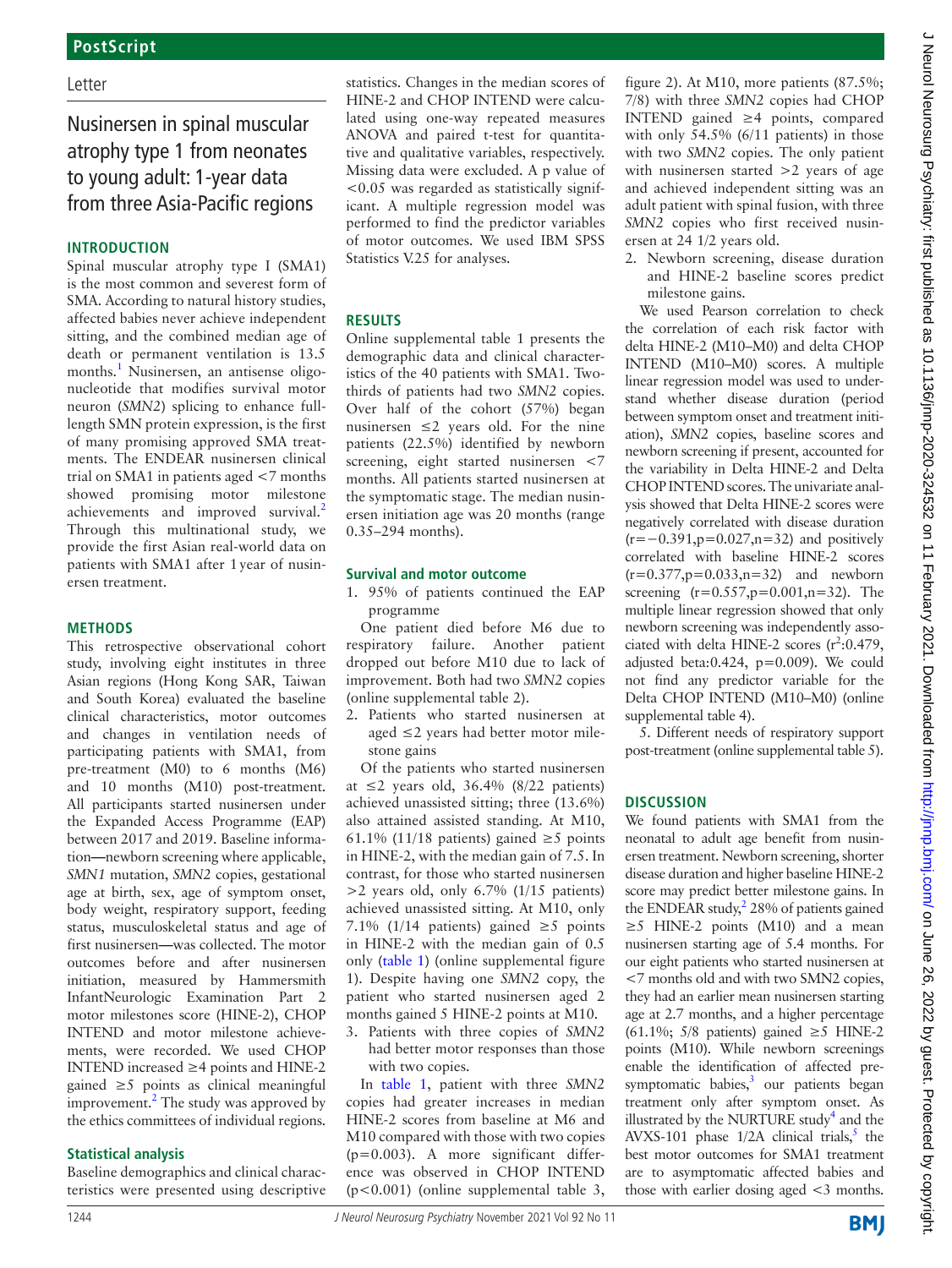PostScript

Letter

# Nusinersen in spinal muscular atrophy type 1 from neonates to young adult: 1-year data from three Asia-Pacific regions

## INTRODUCTION

Spinal muscular atrophy type I (SMA1) is the most common and severest form of SMA. According to natural history studies, affected babies never achieve independent sitting, and the combined median age of death or permanent ventilation is 13.5 months.[1] Nusinersen, an antisense oligonucleotide that modifies survival motor neuron (*SMN2*) splicing to enhance full-length SMN protein expression, is the first of many promising approved SMA treatments. The ENDEAR nusinersen clinical trial on SMA1 in patients aged <7 months showed promising motor milestone achievements and improved survival.[2] Through this multinational study, we provide the first Asian real-world data on patients with SMA1 after 1 year of nusinersen treatment.

## METHODS

This retrospective observational cohort study, involving eight institutes in three Asian regions (Hong Kong SAR, Taiwan and South Korea) evaluated the baseline clinical characteristics, motor outcomes and changes in ventilation needs of participating patients with SMA1, from pre-treatment (M0) to 6 months (M6) and 10 months (M10) post-treatment. All participants started nusinersen under the Expanded Access Programme (EAP) between 2017 and 2019. Baseline information—newborn screening where applicable, *SMN1* mutation, *SMN2* copies, gestational age at birth, sex, age of symptom onset, body weight, respiratory support, feeding status, musculoskeletal status and age of first nusinersen—was collected. The motor outcomes before and after nusinersen initiation, measured by Hammersmith InfantNeurologic Examination Part 2 motor milestones score (HINE-2), CHOP INTEND and motor milestone achievements, were recorded. We used CHOP INTEND increased ≥4 points and HINE-2 gained ≥5 points as clinical meaningful improvement.[2] The study was approved by the ethics committees of individual regions.

### Statistical analysis

Baseline demographics and clinical characteristics were presented using descriptive statistics. Changes in the median scores of HINE-2 and CHOP INTEND were calculated using one-way repeated measures ANOVA and paired t-test for quantitative and qualitative variables, respectively. Missing data were excluded. A p value of <0.05 was regarded as statistically significant. A multiple regression model was performed to find the predictor variables of motor outcomes. We used IBM SPSS Statistics V.25 for analyses.

## RESULTS

Online supplemental table 1 presents the demographic data and clinical characteristics of the 40 patients with SMA1. Two-thirds of patients had two *SMN2* copies. Over half of the cohort (57%) began nusinersen ≤2 years old. For the nine patients (22.5%) identified by newborn screening, eight started nusinersen <7 months. All patients started nusinersen at the symptomatic stage. The median nusinersen initiation age was 20 months (range 0.35–294 months).

### Survival and motor outcome

1. 95% of patients continued the EAP programme

One patient died before M6 due to respiratory failure. Another patient dropped out before M10 due to lack of improvement. Both had two *SMN2* copies (online supplemental table 2).

2. Patients who started nusinersen at aged ≤2 years had better motor milestone gains

Of the patients who started nusinersen at ≤2 years old, 36.4% (8/22 patients) achieved unassisted sitting; three (13.6%) also attained assisted standing. At M10, 61.1% (11/18 patients) gained ≥5 points in HINE-2, with the median gain of 7.5. In contrast, for those who started nusinersen >2 years old, only 6.7% (1/15 patients) achieved unassisted sitting. At M10, only 7.1% (1/14 patients) gained ≥5 points in HINE-2 with the median gain of 0.5 only (table 1) (online supplemental figure 1). Despite having one *SMN2* copy, the patient who started nusinersen aged 2 months gained 5 HINE-2 points at M10.

3. Patients with three copies of *SMN2* had better motor responses than those with two copies.

In table 1, patient with three *SMN2* copies had greater increases in median HINE-2 scores from baseline at M6 and M10 compared with those with two copies (p=0.003). A more significant difference was observed in CHOP INTEND (p<0.001) (online supplemental table 3, figure 2). At M10, more patients (87.5%; 7/8) with three *SMN2* copies had CHOP INTEND gained ≥4 points, compared with only 54.5% (6/11 patients) in those with two *SMN2* copies. The only patient with nusinersen started >2 years of age and achieved independent sitting was an adult patient with spinal fusion, with three *SMN2* copies who first received nusinersen at 24 1/2 years old.

2. Newborn screening, disease duration and HINE-2 baseline scores predict milestone gains.

We used Pearson correlation to check the correlation of each risk factor with delta HINE-2 (M10–M0) and delta CHOP INTEND (M10–M0) scores. A multiple linear regression model was used to understand whether disease duration (period between symptom onset and treatment initiation), *SMN2* copies, baseline scores and newborn screening if present, accounted for the variability in Delta HINE-2 and Delta CHOP INTEND scores. The univariate analysis showed that Delta HINE-2 scores were negatively correlated with disease duration (r=−0.391,p=0.027,n=32) and positively correlated with baseline HINE-2 scores (r=0.377,p=0.033,n=32) and newborn screening (r=0.557,p=0.001,n=32). The multiple linear regression showed that only newborn screening was independently associated with delta HINE-2 scores ($r^2$:0.479, adjusted beta:0.424, p=0.009). We could not find any predictor variable for the Delta CHOP INTEND (M10–M0) (online supplemental table 4).

5. Different needs of respiratory support post-treatment (online supplemental table 5).

## DISCUSSION

We found patients with SMA1 from the neonatal to adult age benefit from nusinersen treatment. Newborn screening, shorter disease duration and higher baseline HINE-2 score may predict better milestone gains. In the ENDEAR study,[2] 28% of patients gained ≥5 HINE-2 points (M10) and a mean nusinersen starting age of 5.4 months. For our eight patients who started nusinersen at <7 months old and with two SMN2 copies, they had an earlier mean nusinersen starting age at 2.7 months, and a higher percentage (61.1%; 5/8 patients) gained ≥5 HINE-2 points (M10). While newborn screenings enable the identification of affected presymptomatic babies,[3] our patients began treatment only after symptom onset. As illustrated by the NURTURE study[4] and the AVXS-101 phase 1/2A clinical trials,[5] the best motor outcomes for SMA1 treatment are to asymptomatic affected babies and those with earlier dosing aged <3 months.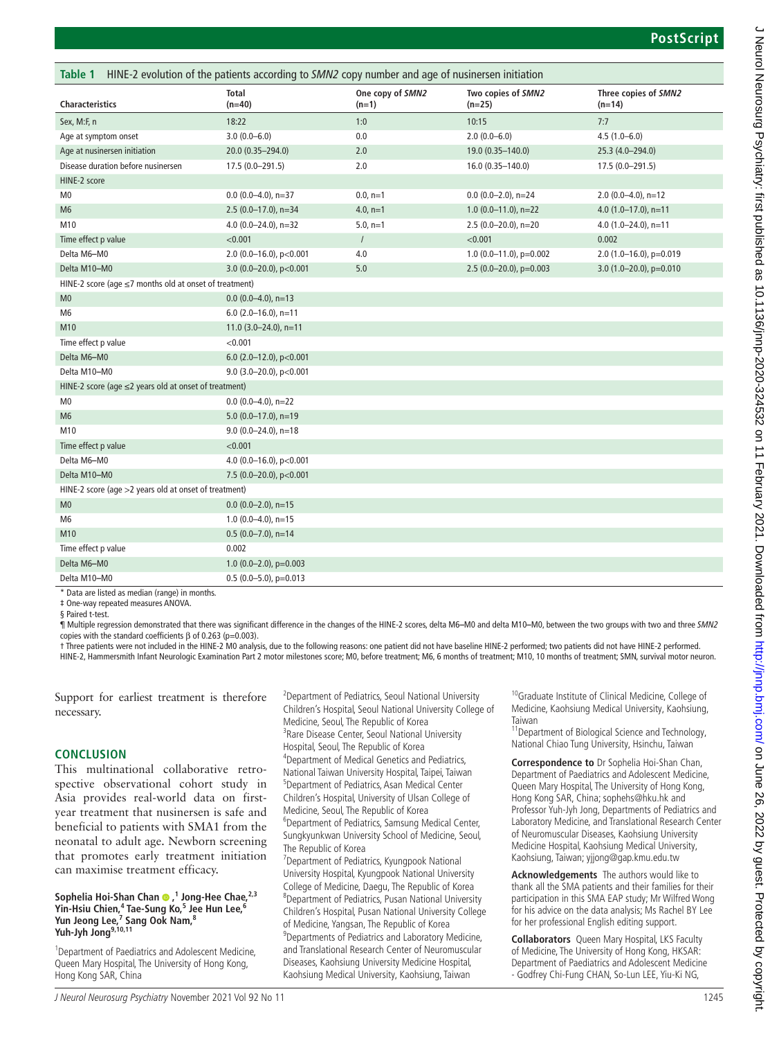**Table 1** HINE-2 evolution of the patients according to *SMN2* copy number and age of nusinersen initiation

| Characteristics | Total (n=40) | One copy of *SMN2* (n=1) | Two copies of *SMN2* (n=25) | Three copies of *SMN2* (n=14) |
|---|---|---|---|---|
| Sex, M:F, n | 18:22 | 1:0 | 10:15 | 7:7 |
| Age at symptom onset | 3.0 (0.0–6.0) | 0.0 | 2.0 (0.0–6.0) | 4.5 (1.0–6.0) |
| Age at nusinersen initiation | 20.0 (0.35–294.0) | 2.0 | 19.0 (0.35–140.0) | 25.3 (4.0–294.0) |
| Disease duration before nusinersen | 17.5 (0.0–291.5) | 2.0 | 16.0 (0.35–140.0) | 17.5 (0.0–291.5) |
| HINE-2 score | | | | |
| M0 | 0.0 (0.0–4.0), n=37 | 0.0, n=1 | 0.0 (0.0–2.0), n=24 | 2.0 (0.0–4.0), n=12 |
| M6 | 2.5 (0.0–17.0), n=34 | 4.0, n=1 | 1.0 (0.0–11.0), n=22 | 4.0 (1.0–17.0), n=11 |
| M10 | 4.0 (0.0–24.0), n=32 | 5.0, n=1 | 2.5 (0.0–20.0), n=20 | 4.0 (1.0–24.0), n=11 |
| Time effect p value | <0.001 | / | <0.001 | 0.002 |
| Delta M6–M0 | 2.0 (0.0–16.0), p<0.001 | 4.0 | 1.0 (0.0–11.0), p=0.002 | 2.0 (1.0–16.0), p=0.019 |
| Delta M10–M0 | 3.0 (0.0–20.0), p<0.001 | 5.0 | 2.5 (0.0–20.0), p=0.003 | 3.0 (1.0–20.0), p=0.010 |
| HINE-2 score (age ≤7 months old at onset of treatment) | | | | |
| M0 | 0.0 (0.0–4.0), n=13 | | | |
| M6 | 6.0 (2.0–16.0), n=11 | | | |
| M10 | 11.0 (3.0–24.0), n=11 | | | |
| Time effect p value | <0.001 | | | |
| Delta M6–M0 | 6.0 (2.0–12.0), p<0.001 | | | |
| Delta M10–M0 | 9.0 (3.0–20.0), p<0.001 | | | |
| HINE-2 score (age ≤2 years old at onset of treatment) | | | | |
| M0 | 0.0 (0.0–4.0), n=22 | | | |
| M6 | 5.0 (0.0–17.0), n=19 | | | |
| M10 | 9.0 (0.0–24.0), n=18 | | | |
| Time effect p value | <0.001 | | | |
| Delta M6–M0 | 4.0 (0.0–16.0), p<0.001 | | | |
| Delta M10–M0 | 7.5 (0.0–20.0), p<0.001 | | | |
| HINE-2 score (age >2 years old at onset of treatment) | | | | |
| M0 | 0.0 (0.0–2.0), n=15 | | | |
| M6 | 1.0 (0.0–4.0), n=15 | | | |
| M10 | 0.5 (0.0–7.0), n=14 | | | |
| Time effect p value | 0.002 | | | |
| Delta M6–M0 | 1.0 (0.0–2.0), p=0.003 | | | |
| Delta M10–M0 | 0.5 (0.0–5.0), p=0.013 | | | |

\* Data are listed as median (range) in months.
‡ One-way repeated measures ANOVA.
§ Paired t-test.
¶ Multiple regression demonstrated that there was significant difference in the changes of the HINE-2 scores, delta M6–M0 and delta M10–M0, between the two groups with two and three *SMN2* copies with the standard coefficients β of 0.263 (p=0.003).
† Three patients were not included in the HINE-2 M0 analysis, due to the following reasons: one patient did not have baseline HINE-2 performed; two patients did not have HINE-2 performed.
HINE-2, Hammersmith Infant Neurologic Examination Part 2 motor milestones score; M0, before treatment; M6, 6 months of treatment; M10, 10 months of treatment; SMN, survival motor neuron.

Support for earliest treatment is therefore necessary.

## CONCLUSION

This multinational collaborative retrospective observational cohort study in Asia provides real-world data on first-year treatment that nusinersen is safe and beneficial to patients with SMA1 from the neonatal to adult age. Newborn screening that promotes early treatment initiation can maximise treatment efficacy.

**Sophelia Hoi-Shan Chan**[1], **Jong-Hee Chae**[2,3], **Yin-Hsiu Chien**[4], **Tae-Sung Ko**[5], **Jee Hun Lee**[6], **Yun Jeong Lee**[7], **Sang Ook Nam**[8], **Yuh-Jyh Jong**[9,10,11]

[1]Department of Paediatrics and Adolescent Medicine, Queen Mary Hospital, The University of Hong Kong, Hong Kong SAR, China
[2]Department of Pediatrics, Seoul National University Children's Hospital, Seoul National University College of Medicine, Seoul, The Republic of Korea
[3]Rare Disease Center, Seoul National University Hospital, Seoul, The Republic of Korea
[4]Department of Medical Genetics and Pediatrics, National Taiwan University Hospital, Taipei, Taiwan
[5]Department of Pediatrics, Asan Medical Center Children's Hospital, University of Ulsan College of Medicine, Seoul, The Republic of Korea
[6]Department of Pediatrics, Samsung Medical Center, Sungkyunkwan University School of Medicine, Seoul, The Republic of Korea
[7]Department of Pediatrics, Kyungpook National University Hospital, Kyungpook National University College of Medicine, Daegu, The Republic of Korea
[8]Department of Pediatrics, Pusan National University Children's Hospital, Pusan National University College of Medicine, Yangsan, The Republic of Korea
[9]Departments of Pediatrics and Laboratory Medicine, and Translational Research Center of Neuromuscular Diseases, Kaohsiung University Medicine Hospital, Kaohsiung Medical University, Kaohsiung, Taiwan
[10]Graduate Institute of Clinical Medicine, College of Medicine, Kaohsiung Medical University, Kaohsiung, Taiwan
[11]Department of Biological Science and Technology, National Chiao Tung University, Hsinchu, Taiwan

**Correspondence to** Dr Sophelia Hoi-Shan Chan, Department of Paediatrics and Adolescent Medicine, Queen Mary Hospital, The University of Hong Kong, Hong Kong SAR, China; sophehs@hku.hk and Professor Yuh-Jyh Jong, Departments of Pediatrics and Laboratory Medicine, and Translational Research Center of Neuromuscular Diseases, Kaohsiung University Medicine Hospital, Kaohsiung Medical University, Kaohsiung, Taiwan; yjjong@gap.kmu.edu.tw

**Acknowledgements** The authors would like to thank all the SMA patients and their families for their participation in this SMA EAP study; Mr Wilfred Wong for his advice on the data analysis; Ms Rachel BY Lee for her professional English editing support.

**Collaborators** Queen Mary Hospital, LKS Faculty of Medicine, The University of Hong Kong, HKSAR: Department of Paediatrics and Adolescent Medicine - Godfrey Chi-Fung CHAN, So-Lun LEE, Yiu-Ki NG,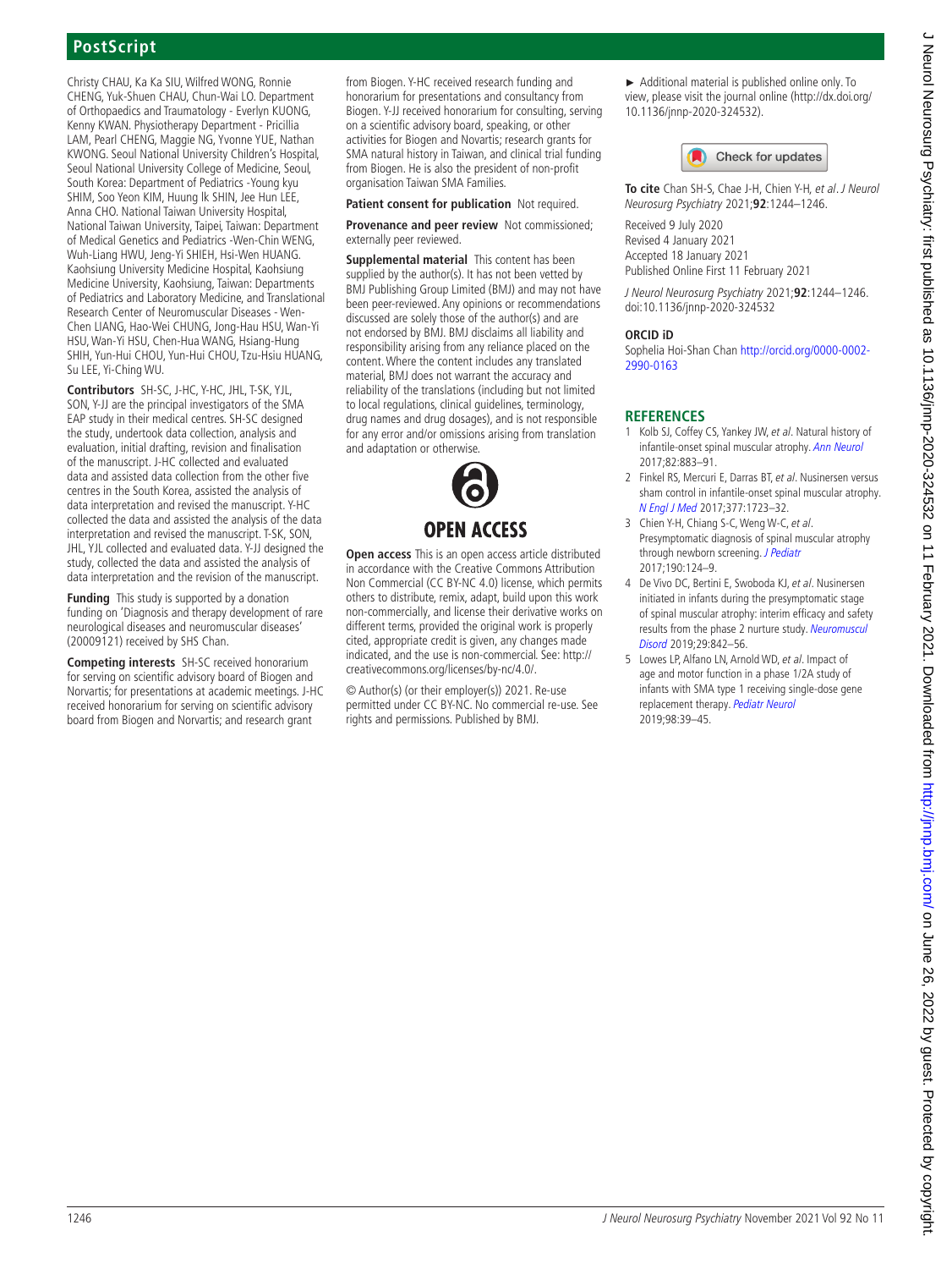Christy CHAU, Ka Ka SIU, Wilfred WONG, Ronnie CHENG, Yuk-Shuen CHAU, Chun-Wai LO. Department of Orthopaedics and Traumatology - Everlyn KUONG, Kenny KWAN. Physiotherapy Department - Pricillia LAM, Pearl CHENG, Maggie NG, Yvonne YUE, Nathan KWONG. Seoul National University Children's Hospital, Seoul National University College of Medicine, Seoul, South Korea: Department of Pediatrics -Young kyu SHIM, Soo Yeon KIM, Huung Ik SHIN, Jee Hun LEE, Anna CHO. National Taiwan University Hospital, National Taiwan University, Taipei, Taiwan: Department of Medical Genetics and Pediatrics -Wen-Chin WENG, Wuh-Liang HWU, Jeng-Yi SHIEH, Hsi-Wen HUANG. Kaohsiung University Medicine Hospital, Kaohsiung Medicine University, Kaohsiung, Taiwan: Departments of Pediatrics and Laboratory Medicine, and Translational Research Center of Neuromuscular Diseases - Wen-Chen LIANG, Hao-Wei CHUNG, Jong-Hau HSU, Wan-Yi HSU, Wan-Yi HSU, Chen-Hua WANG, Hsiang-Hung SHIH, Yun-Hui CHOU, Yun-Hui CHOU, Tzu-Hsiu HUANG, Su LEE, Yi-Ching WU.

**Contributors** SH-SC, J-HC, Y-HC, JHL, T-SK, YJL, SON, Y-JJ are the principal investigators of the SMA EAP study in their medical centres. SH-SC designed the study, undertook data collection, analysis and evaluation, initial drafting, revision and finalisation of the manuscript. J-HC collected and evaluated data and assisted data collection from the other five centres in the South Korea, assisted the analysis of data interpretation and revised the manuscript. Y-HC collected the data and assisted the analysis of the data interpretation and revised the manuscript. T-SK, SON, JHL, YJL collected and evaluated data. Y-JJ designed the study, collected the data and assisted the analysis of data interpretation and the revision of the manuscript.

**Funding** This study is supported by a donation funding on 'Diagnosis and therapy development of rare neurological diseases and neuromuscular diseases' (20009121) received by SHS Chan.

**Competing interests** SH-SC received honorarium for serving on scientific advisory board of Biogen and Norvartis; for presentations at academic meetings. J-HC received honorarium for serving on scientific advisory board from Biogen and Norvartis; and research grant from Biogen. Y-HC received research funding and honorarium for presentations and consultancy from Biogen. Y-JJ received honorarium for consulting, serving on a scientific advisory board, speaking, or other activities for Biogen and Novartis; research grants for SMA natural history in Taiwan, and clinical trial funding from Biogen. He is also the president of non-profit organisation Taiwan SMA Families.

**Patient consent for publication** Not required.

**Provenance and peer review** Not commissioned; externally peer reviewed.

**Supplemental material** This content has been supplied by the author(s). It has not been vetted by BMJ Publishing Group Limited (BMJ) and may not have been peer-reviewed. Any opinions or recommendations discussed are solely those of the author(s) and are not endorsed by BMJ. BMJ disclaims all liability and responsibility arising from any reliance placed on the content. Where the content includes any translated material, BMJ does not warrant the accuracy and reliability of the translations (including but not limited to local regulations, clinical guidelines, terminology, drug names and drug dosages), and is not responsible for any error and/or omissions arising from translation and adaptation or otherwise.

**OPEN ACCESS**

**Open access** This is an open access article distributed in accordance with the Creative Commons Attribution Non Commercial (CC BY-NC 4.0) license, which permits others to distribute, remix, adapt, build upon this work non-commercially, and license their derivative works on different terms, provided the original work is properly cited, appropriate credit is given, any changes made indicated, and the use is non-commercial. See: http://creativecommons.org/licenses/by-nc/4.0/.

© Author(s) (or their employer(s)) 2021. Re-use permitted under CC BY-NC. No commercial re-use. See rights and permissions. Published by BMJ.

► Additional material is published online only. To view, please visit the journal online (http://dx.doi.org/10.1136/jnnp-2020-324532).

**To cite** Chan SH-S, Chae J-H, Chien Y-H, *et al*. *J Neurol Neurosurg Psychiatry* 2021;**92**:1244–1246.

Received 9 July 2020
Revised 4 January 2021
Accepted 18 January 2021
Published Online First 11 February 2021

*J Neurol Neurosurg Psychiatry* 2021;**92**:1244–1246. doi:10.1136/jnnp-2020-324532

**ORCID iD**

Sophelia Hoi-Shan Chan http://orcid.org/0000-0002-2990-0163

## REFERENCES

1. Kolb SJ, Coffey CS, Yankey JW, *et al*. Natural history of infantile-onset spinal muscular atrophy. *Ann Neurol* 2017;82:883–91.
2. Finkel RS, Mercuri E, Darras BT, *et al*. Nusinersen versus sham control in infantile-onset spinal muscular atrophy. *N Engl J Med* 2017;377:1723–32.
3. Chien Y-H, Chiang S-C, Weng W-C, *et al*. Presymptomatic diagnosis of spinal muscular atrophy through newborn screening. *J Pediatr* 2017;190:124–9.
4. De Vivo DC, Bertini E, Swoboda KJ, *et al*. Nusinersen initiated in infants during the presymptomatic stage of spinal muscular atrophy: interim efficacy and safety results from the phase 2 nurture study. *Neuromuscul Disord* 2019;29:842–56.
5. Lowes LP, Alfano LN, Arnold WD, *et al*. Impact of age and motor function in a phase 1/2A study of infants with SMA type 1 receiving single-dose gene replacement therapy. *Pediatr Neurol* 2019;98:39–45.